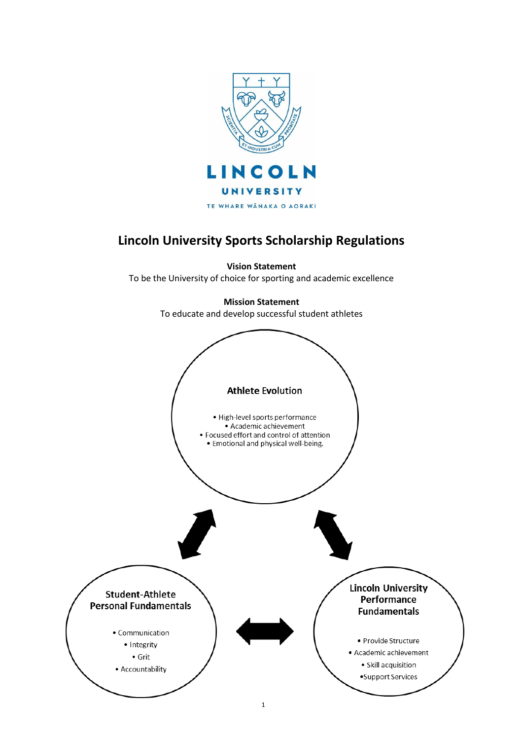LINCOLN UNIVERSITY

TE WHARE WĀNAKA O AORAKI

# Lincoln University Sports Scholarship Regulations

**Vision Statement**

To be the University of choice for sporting and academic excellence

**Mission Statement**

To educate and develop successful student athletes

**Athlete Evolution**

- High-level sports performance
- Academic achievement
- Focused effort and control of attention
- Emotional and physical well-being.

**Student-Athlete Personal Fundamentals**

- Communication
- Integrity
- Grit
- Accountability

**Lincoln University Performance Fundamentals**

- Provide Structure
- Academic achievement
- Skill acquisition
- Support Services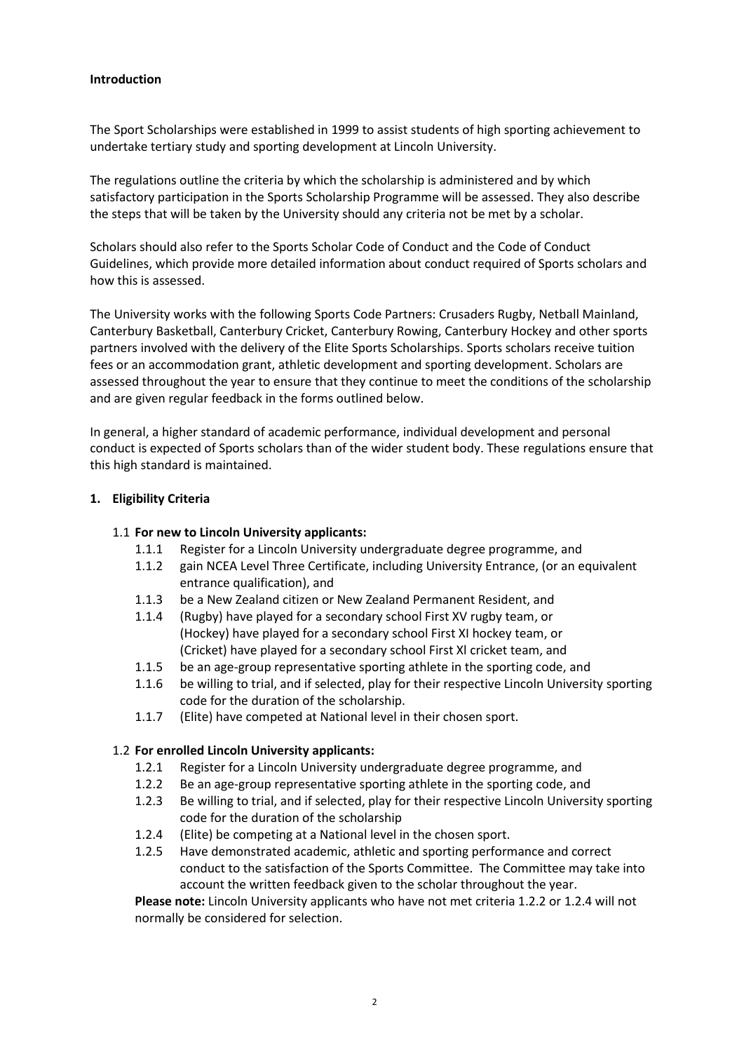**Introduction**

The Sport Scholarships were established in 1999 to assist students of high sporting achievement to undertake tertiary study and sporting development at Lincoln University.

The regulations outline the criteria by which the scholarship is administered and by which satisfactory participation in the Sports Scholarship Programme will be assessed. They also describe the steps that will be taken by the University should any criteria not be met by a scholar.

Scholars should also refer to the Sports Scholar Code of Conduct and the Code of Conduct Guidelines, which provide more detailed information about conduct required of Sports scholars and how this is assessed.

The University works with the following Sports Code Partners: Crusaders Rugby, Netball Mainland, Canterbury Basketball, Canterbury Cricket, Canterbury Rowing, Canterbury Hockey and other sports partners involved with the delivery of the Elite Sports Scholarships. Sports scholars receive tuition fees or an accommodation grant, athletic development and sporting development. Scholars are assessed throughout the year to ensure that they continue to meet the conditions of the scholarship and are given regular feedback in the forms outlined below.

In general, a higher standard of academic performance, individual development and personal conduct is expected of Sports scholars than of the wider student body. These regulations ensure that this high standard is maintained.

## 1. Eligibility Criteria

1.1 **For new to Lincoln University applicants:**

- 1.1.1 Register for a Lincoln University undergraduate degree programme, and
- 1.1.2 gain NCEA Level Three Certificate, including University Entrance, (or an equivalent entrance qualification), and
- 1.1.3 be a New Zealand citizen or New Zealand Permanent Resident, and
- 1.1.4 (Rugby) have played for a secondary school First XV rugby team, or (Hockey) have played for a secondary school First XI hockey team, or (Cricket) have played for a secondary school First Xl cricket team, and
- 1.1.5 be an age-group representative sporting athlete in the sporting code, and
- 1.1.6 be willing to trial, and if selected, play for their respective Lincoln University sporting code for the duration of the scholarship.
- 1.1.7 (Elite) have competed at National level in their chosen sport.

1.2 **For enrolled Lincoln University applicants:**

- 1.2.1 Register for a Lincoln University undergraduate degree programme, and
- 1.2.2 Be an age-group representative sporting athlete in the sporting code, and
- 1.2.3 Be willing to trial, and if selected, play for their respective Lincoln University sporting code for the duration of the scholarship
- 1.2.4 (Elite) be competing at a National level in the chosen sport.
- 1.2.5 Have demonstrated academic, athletic and sporting performance and correct conduct to the satisfaction of the Sports Committee. The Committee may take into account the written feedback given to the scholar throughout the year.

**Please note:** Lincoln University applicants who have not met criteria 1.2.2 or 1.2.4 will not normally be considered for selection.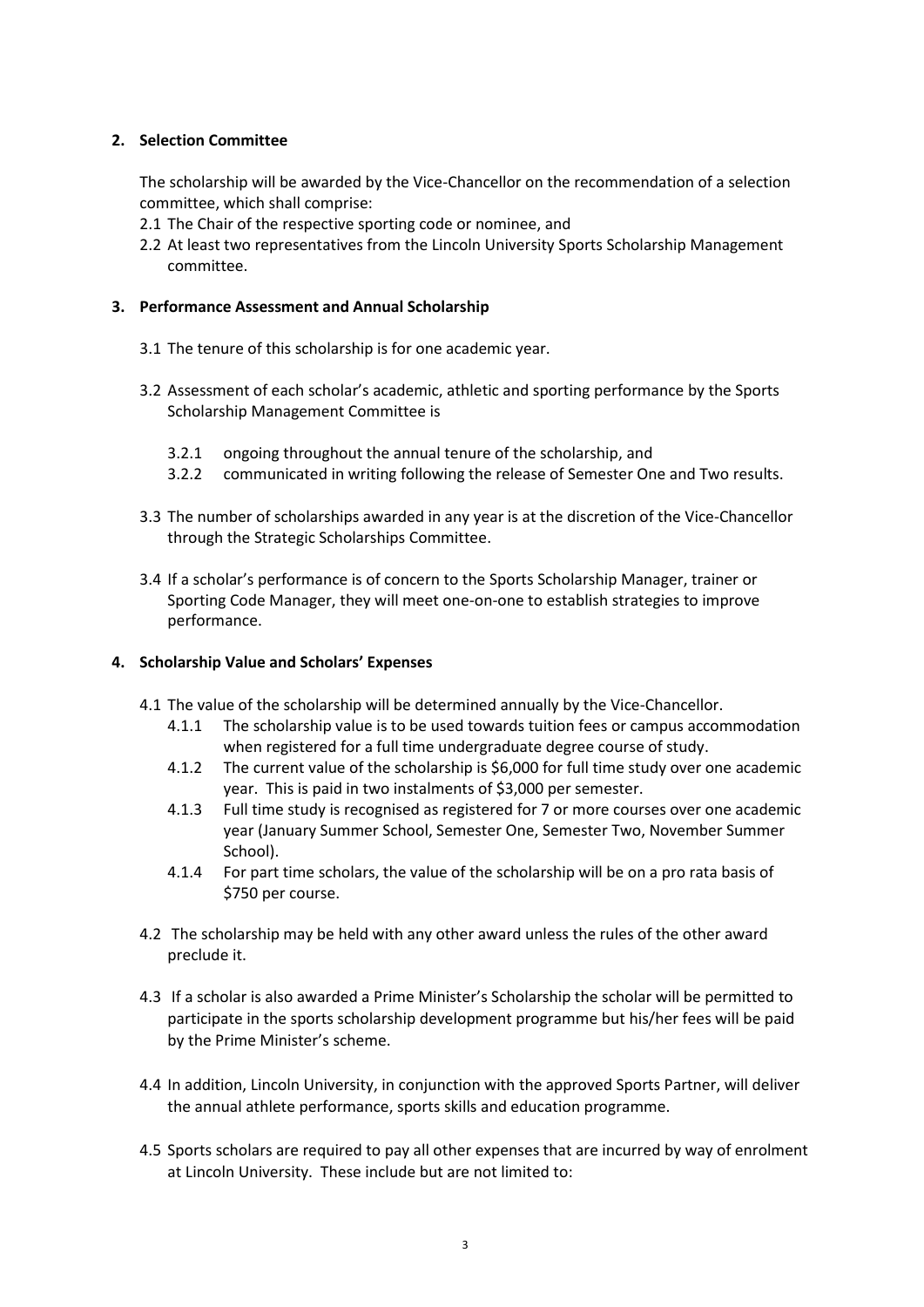**2. Selection Committee**

The scholarship will be awarded by the Vice-Chancellor on the recommendation of a selection committee, which shall comprise:

2.1 The Chair of the respective sporting code or nominee, and

2.2 At least two representatives from the Lincoln University Sports Scholarship Management committee.

**3. Performance Assessment and Annual Scholarship**

3.1 The tenure of this scholarship is for one academic year.

3.2 Assessment of each scholar's academic, athletic and sporting performance by the Sports Scholarship Management Committee is

- 3.2.1 ongoing throughout the annual tenure of the scholarship, and
- 3.2.2 communicated in writing following the release of Semester One and Two results.

3.3 The number of scholarships awarded in any year is at the discretion of the Vice-Chancellor through the Strategic Scholarships Committee.

3.4 If a scholar's performance is of concern to the Sports Scholarship Manager, trainer or Sporting Code Manager, they will meet one-on-one to establish strategies to improve performance.

**4. Scholarship Value and Scholars' Expenses**

4.1 The value of the scholarship will be determined annually by the Vice-Chancellor.

- 4.1.1 The scholarship value is to be used towards tuition fees or campus accommodation when registered for a full time undergraduate degree course of study.
- 4.1.2 The current value of the scholarship is $6,000 for full time study over one academic year. This is paid in two instalments of $3,000 per semester.
- 4.1.3 Full time study is recognised as registered for 7 or more courses over one academic year (January Summer School, Semester One, Semester Two, November Summer School).
- 4.1.4 For part time scholars, the value of the scholarship will be on a pro rata basis of $750 per course.

4.2 The scholarship may be held with any other award unless the rules of the other award preclude it.

4.3 If a scholar is also awarded a Prime Minister's Scholarship the scholar will be permitted to participate in the sports scholarship development programme but his/her fees will be paid by the Prime Minister's scheme.

4.4 In addition, Lincoln University, in conjunction with the approved Sports Partner, will deliver the annual athlete performance, sports skills and education programme.

4.5 Sports scholars are required to pay all other expenses that are incurred by way of enrolment at Lincoln University. These include but are not limited to: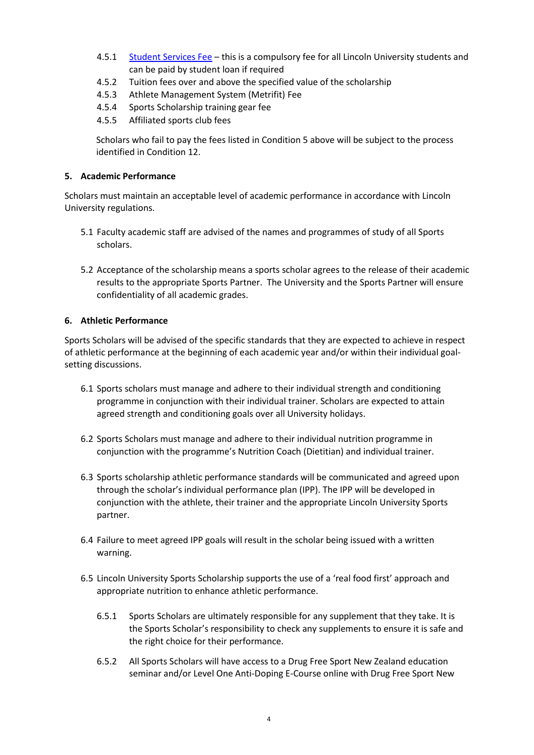4.5.1 [Student Services Fee](#) – this is a compulsory fee for all Lincoln University students and can be paid by student loan if required
4.5.2 Tuition fees over and above the specified value of the scholarship
4.5.3 Athlete Management System (Metrifit) Fee
4.5.4 Sports Scholarship training gear fee
4.5.5 Affiliated sports club fees

Scholars who fail to pay the fees listed in Condition 5 above will be subject to the process identified in Condition 12.

## 5. Academic Performance

Scholars must maintain an acceptable level of academic performance in accordance with Lincoln University regulations.

5.1 Faculty academic staff are advised of the names and programmes of study of all Sports scholars.

5.2 Acceptance of the scholarship means a sports scholar agrees to the release of their academic results to the appropriate Sports Partner. The University and the Sports Partner will ensure confidentiality of all academic grades.

## 6. Athletic Performance

Sports Scholars will be advised of the specific standards that they are expected to achieve in respect of athletic performance at the beginning of each academic year and/or within their individual goal-setting discussions.

6.1 Sports scholars must manage and adhere to their individual strength and conditioning programme in conjunction with their individual trainer. Scholars are expected to attain agreed strength and conditioning goals over all University holidays.

6.2 Sports Scholars must manage and adhere to their individual nutrition programme in conjunction with the programme's Nutrition Coach (Dietitian) and individual trainer.

6.3 Sports scholarship athletic performance standards will be communicated and agreed upon through the scholar's individual performance plan (IPP). The IPP will be developed in conjunction with the athlete, their trainer and the appropriate Lincoln University Sports partner.

6.4 Failure to meet agreed IPP goals will result in the scholar being issued with a written warning.

6.5 Lincoln University Sports Scholarship supports the use of a 'real food first' approach and appropriate nutrition to enhance athletic performance.

6.5.1 Sports Scholars are ultimately responsible for any supplement that they take. It is the Sports Scholar's responsibility to check any supplements to ensure it is safe and the right choice for their performance.

6.5.2 All Sports Scholars will have access to a Drug Free Sport New Zealand education seminar and/or Level One Anti-Doping E-Course online with Drug Free Sport New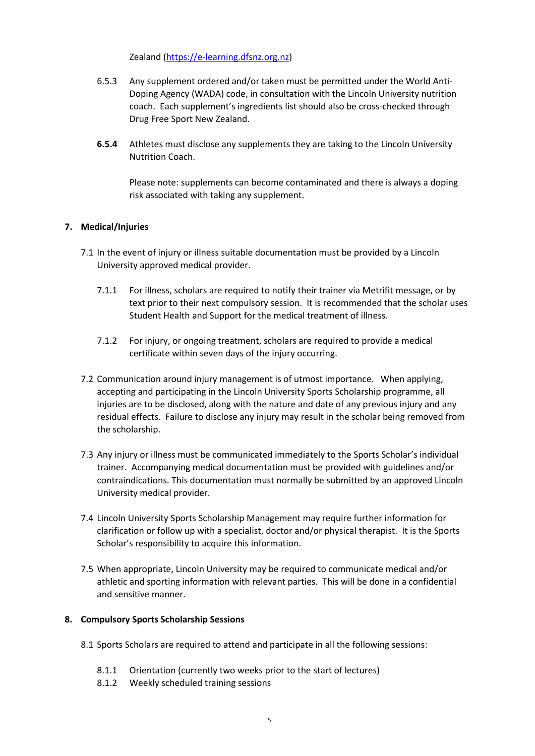Zealand (https://e-learning.dfsnz.org.nz)

6.5.3 Any supplement ordered and/or taken must be permitted under the World Anti-Doping Agency (WADA) code, in consultation with the Lincoln University nutrition coach. Each supplement's ingredients list should also be cross-checked through Drug Free Sport New Zealand.

**6.5.4** Athletes must disclose any supplements they are taking to the Lincoln University Nutrition Coach.

Please note: supplements can become contaminated and there is always a doping risk associated with taking any supplement.

## 7. Medical/Injuries

7.1 In the event of injury or illness suitable documentation must be provided by a Lincoln University approved medical provider.

7.1.1 For illness, scholars are required to notify their trainer via Metrifit message, or by text prior to their next compulsory session. It is recommended that the scholar uses Student Health and Support for the medical treatment of illness.

7.1.2 For injury, or ongoing treatment, scholars are required to provide a medical certificate within seven days of the injury occurring.

7.2 Communication around injury management is of utmost importance. When applying, accepting and participating in the Lincoln University Sports Scholarship programme, all injuries are to be disclosed, along with the nature and date of any previous injury and any residual effects. Failure to disclose any injury may result in the scholar being removed from the scholarship.

7.3 Any injury or illness must be communicated immediately to the Sports Scholar's individual trainer. Accompanying medical documentation must be provided with guidelines and/or contraindications. This documentation must normally be submitted by an approved Lincoln University medical provider.

7.4 Lincoln University Sports Scholarship Management may require further information for clarification or follow up with a specialist, doctor and/or physical therapist. It is the Sports Scholar's responsibility to acquire this information.

7.5 When appropriate, Lincoln University may be required to communicate medical and/or athletic and sporting information with relevant parties. This will be done in a confidential and sensitive manner.

## 8. Compulsory Sports Scholarship Sessions

8.1 Sports Scholars are required to attend and participate in all the following sessions:

8.1.1 Orientation (currently two weeks prior to the start of lectures)

8.1.2 Weekly scheduled training sessions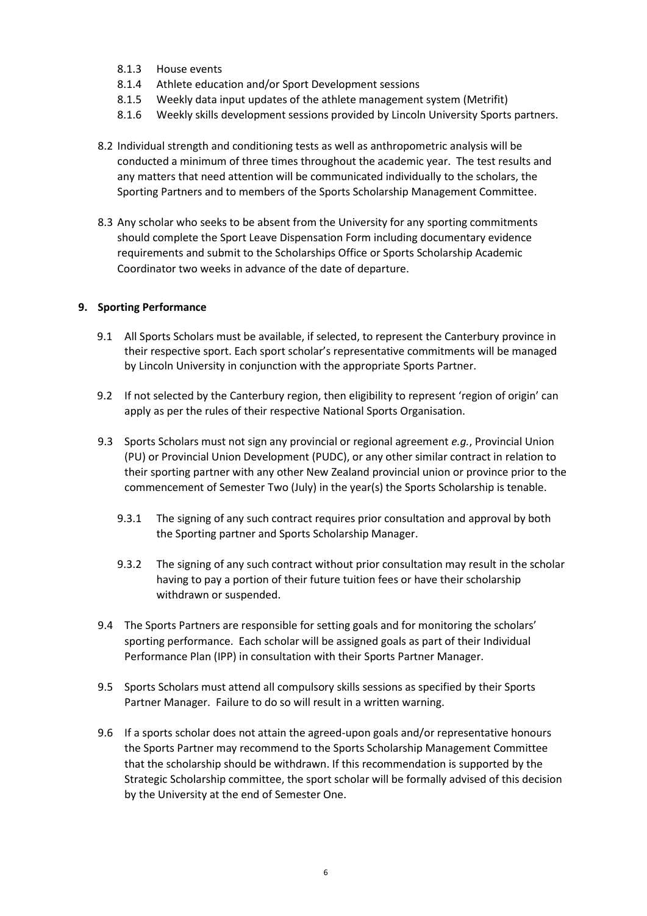- 8.1.3 House events
- 8.1.4 Athlete education and/or Sport Development sessions
- 8.1.5 Weekly data input updates of the athlete management system (Metrifit)
- 8.1.6 Weekly skills development sessions provided by Lincoln University Sports partners.

8.2 Individual strength and conditioning tests as well as anthropometric analysis will be conducted a minimum of three times throughout the academic year. The test results and any matters that need attention will be communicated individually to the scholars, the Sporting Partners and to members of the Sports Scholarship Management Committee.

8.3 Any scholar who seeks to be absent from the University for any sporting commitments should complete the Sport Leave Dispensation Form including documentary evidence requirements and submit to the Scholarships Office or Sports Scholarship Academic Coordinator two weeks in advance of the date of departure.

## 9. Sporting Performance

9.1 All Sports Scholars must be available, if selected, to represent the Canterbury province in their respective sport. Each sport scholar's representative commitments will be managed by Lincoln University in conjunction with the appropriate Sports Partner.

9.2 If not selected by the Canterbury region, then eligibility to represent 'region of origin' can apply as per the rules of their respective National Sports Organisation.

9.3 Sports Scholars must not sign any provincial or regional agreement *e.g.*, Provincial Union (PU) or Provincial Union Development (PUDC), or any other similar contract in relation to their sporting partner with any other New Zealand provincial union or province prior to the commencement of Semester Two (July) in the year(s) the Sports Scholarship is tenable.

- 9.3.1 The signing of any such contract requires prior consultation and approval by both the Sporting partner and Sports Scholarship Manager.
- 9.3.2 The signing of any such contract without prior consultation may result in the scholar having to pay a portion of their future tuition fees or have their scholarship withdrawn or suspended.

9.4 The Sports Partners are responsible for setting goals and for monitoring the scholars' sporting performance. Each scholar will be assigned goals as part of their Individual Performance Plan (IPP) in consultation with their Sports Partner Manager.

9.5 Sports Scholars must attend all compulsory skills sessions as specified by their Sports Partner Manager. Failure to do so will result in a written warning.

9.6 If a sports scholar does not attain the agreed-upon goals and/or representative honours the Sports Partner may recommend to the Sports Scholarship Management Committee that the scholarship should be withdrawn. If this recommendation is supported by the Strategic Scholarship committee, the sport scholar will be formally advised of this decision by the University at the end of Semester One.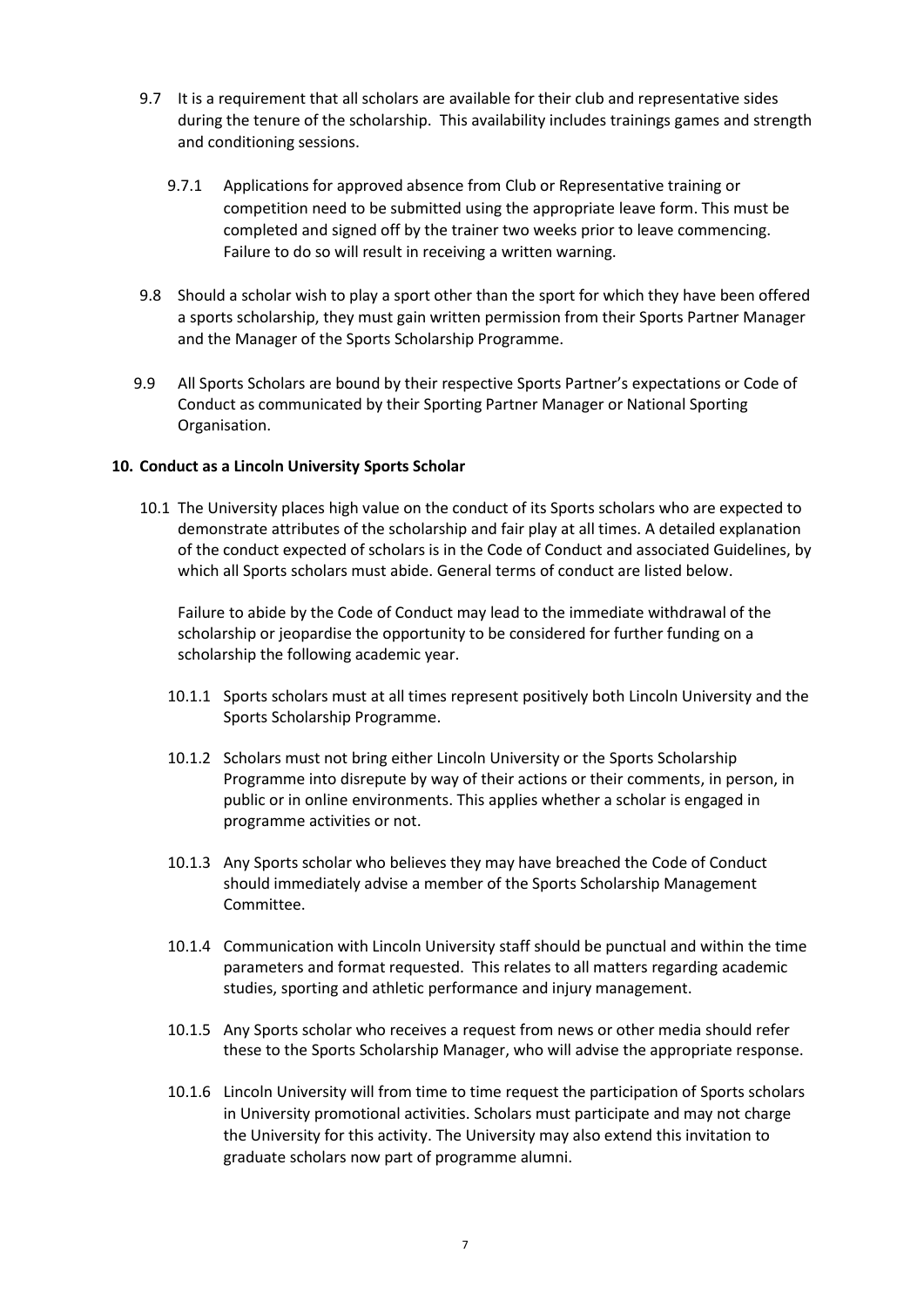9.7 It is a requirement that all scholars are available for their club and representative sides during the tenure of the scholarship. This availability includes trainings games and strength and conditioning sessions.

9.7.1 Applications for approved absence from Club or Representative training or competition need to be submitted using the appropriate leave form. This must be completed and signed off by the trainer two weeks prior to leave commencing. Failure to do so will result in receiving a written warning.

9.8 Should a scholar wish to play a sport other than the sport for which they have been offered a sports scholarship, they must gain written permission from their Sports Partner Manager and the Manager of the Sports Scholarship Programme.

9.9 All Sports Scholars are bound by their respective Sports Partner's expectations or Code of Conduct as communicated by their Sporting Partner Manager or National Sporting Organisation.

## 10. Conduct as a Lincoln University Sports Scholar

10.1 The University places high value on the conduct of its Sports scholars who are expected to demonstrate attributes of the scholarship and fair play at all times. A detailed explanation of the conduct expected of scholars is in the Code of Conduct and associated Guidelines, by which all Sports scholars must abide. General terms of conduct are listed below.

Failure to abide by the Code of Conduct may lead to the immediate withdrawal of the scholarship or jeopardise the opportunity to be considered for further funding on a scholarship the following academic year.

10.1.1 Sports scholars must at all times represent positively both Lincoln University and the Sports Scholarship Programme.

10.1.2 Scholars must not bring either Lincoln University or the Sports Scholarship Programme into disrepute by way of their actions or their comments, in person, in public or in online environments. This applies whether a scholar is engaged in programme activities or not.

10.1.3 Any Sports scholar who believes they may have breached the Code of Conduct should immediately advise a member of the Sports Scholarship Management Committee.

10.1.4 Communication with Lincoln University staff should be punctual and within the time parameters and format requested. This relates to all matters regarding academic studies, sporting and athletic performance and injury management.

10.1.5 Any Sports scholar who receives a request from news or other media should refer these to the Sports Scholarship Manager, who will advise the appropriate response.

10.1.6 Lincoln University will from time to time request the participation of Sports scholars in University promotional activities. Scholars must participate and may not charge the University for this activity. The University may also extend this invitation to graduate scholars now part of programme alumni.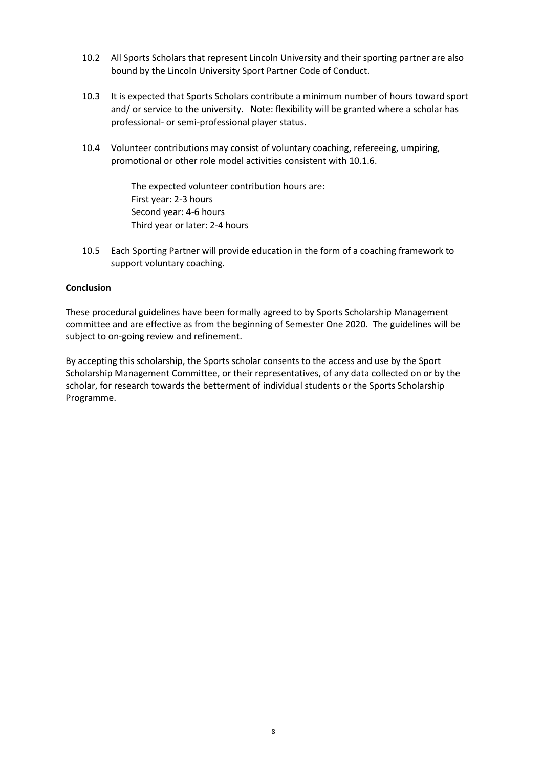10.2 All Sports Scholars that represent Lincoln University and their sporting partner are also bound by the Lincoln University Sport Partner Code of Conduct.

10.3 It is expected that Sports Scholars contribute a minimum number of hours toward sport and/ or service to the university. Note: flexibility will be granted where a scholar has professional- or semi-professional player status.

10.4 Volunteer contributions may consist of voluntary coaching, refereeing, umpiring, promotional or other role model activities consistent with 10.1.6.

The expected volunteer contribution hours are:
First year: 2-3 hours
Second year: 4-6 hours
Third year or later: 2-4 hours

10.5 Each Sporting Partner will provide education in the form of a coaching framework to support voluntary coaching.

**Conclusion**

These procedural guidelines have been formally agreed to by Sports Scholarship Management committee and are effective as from the beginning of Semester One 2020. The guidelines will be subject to on-going review and refinement.

By accepting this scholarship, the Sports scholar consents to the access and use by the Sport Scholarship Management Committee, or their representatives, of any data collected on or by the scholar, for research towards the betterment of individual students or the Sports Scholarship Programme.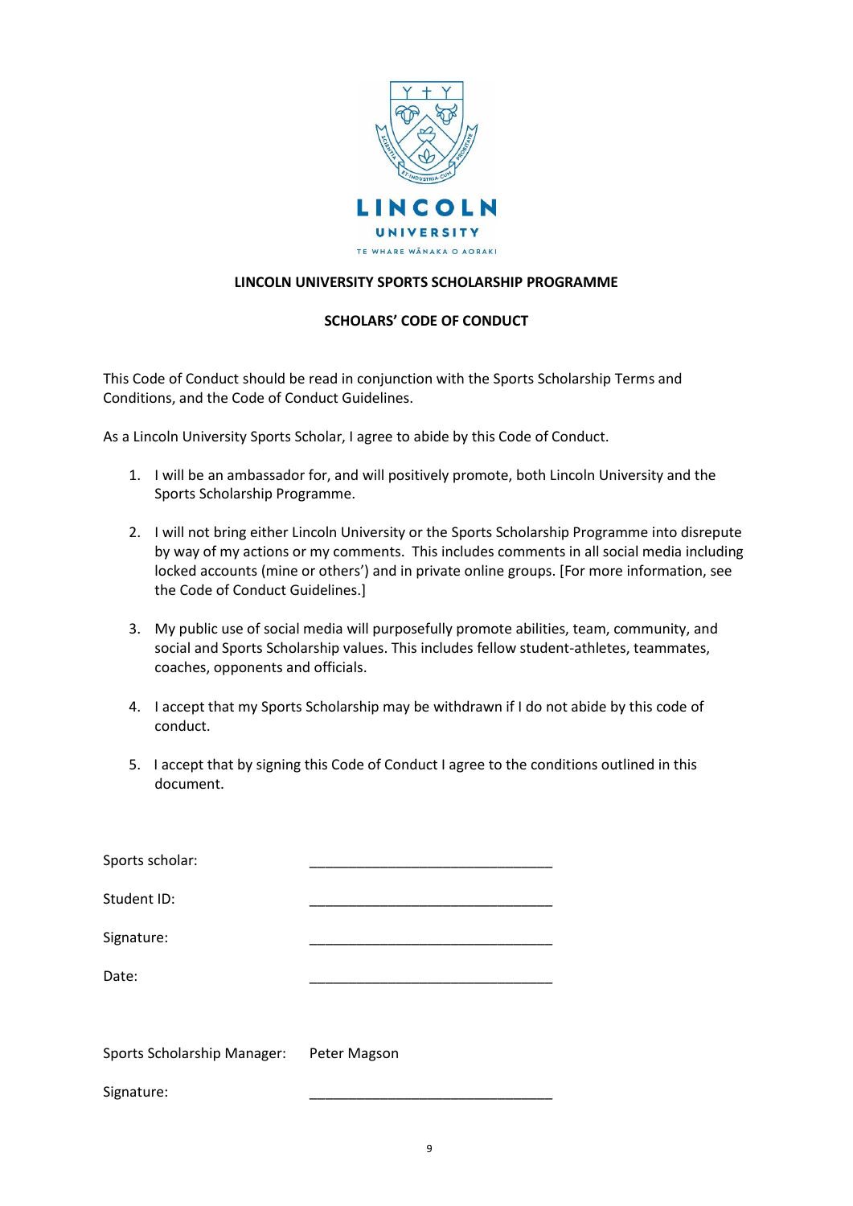**LINCOLN UNIVERSITY SPORTS SCHOLARSHIP PROGRAMME**

**SCHOLARS' CODE OF CONDUCT**

This Code of Conduct should be read in conjunction with the Sports Scholarship Terms and Conditions, and the Code of Conduct Guidelines.

As a Lincoln University Sports Scholar, I agree to abide by this Code of Conduct.

1. I will be an ambassador for, and will positively promote, both Lincoln University and the Sports Scholarship Programme.

2. I will not bring either Lincoln University or the Sports Scholarship Programme into disrepute by way of my actions or my comments. This includes comments in all social media including locked accounts (mine or others') and in private online groups. [For more information, see the Code of Conduct Guidelines.]

3. My public use of social media will purposefully promote abilities, team, community, and social and Sports Scholarship values. This includes fellow student-athletes, teammates, coaches, opponents and officials.

4. I accept that my Sports Scholarship may be withdrawn if I do not abide by this code of conduct.

5. I accept that by signing this Code of Conduct I agree to the conditions outlined in this document.

Sports scholar: \_\_\_\_\_\_\_\_\_\_\_\_\_\_\_\_\_\_\_\_\_\_\_\_\_\_\_\_\_\_\_\_

Student ID: \_\_\_\_\_\_\_\_\_\_\_\_\_\_\_\_\_\_\_\_\_\_\_\_\_\_\_\_\_\_\_\_

Signature: \_\_\_\_\_\_\_\_\_\_\_\_\_\_\_\_\_\_\_\_\_\_\_\_\_\_\_\_\_\_\_\_

Date: \_\_\_\_\_\_\_\_\_\_\_\_\_\_\_\_\_\_\_\_\_\_\_\_\_\_\_\_\_\_\_\_

Sports Scholarship Manager: Peter Magson

Signature: \_\_\_\_\_\_\_\_\_\_\_\_\_\_\_\_\_\_\_\_\_\_\_\_\_\_\_\_\_\_\_\_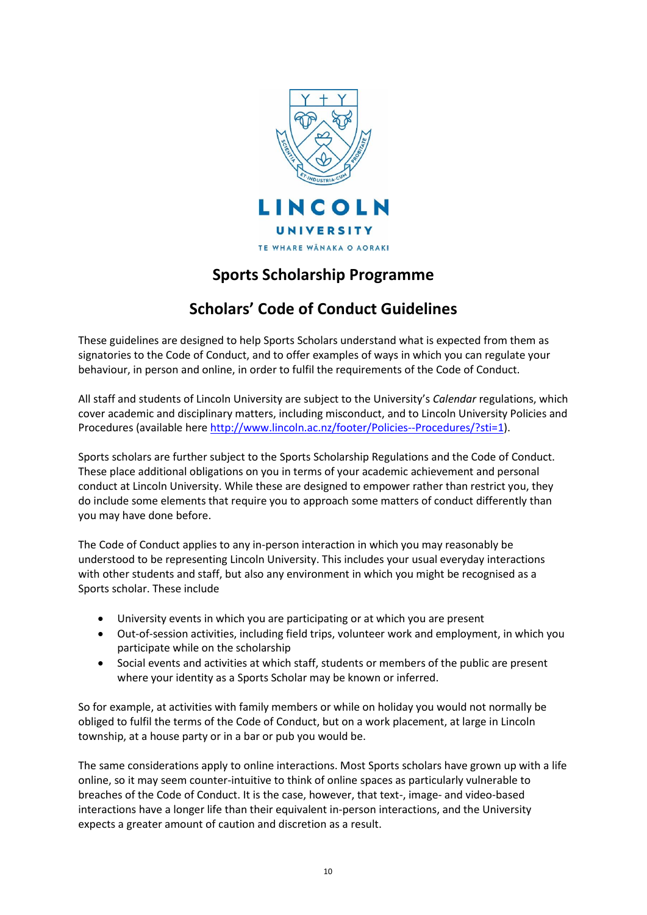LINCOLN UNIVERSITY

TE WHARE WĀNAKA O AORAKI

## Sports Scholarship Programme

## Scholars' Code of Conduct Guidelines

These guidelines are designed to help Sports Scholars understand what is expected from them as signatories to the Code of Conduct, and to offer examples of ways in which you can regulate your behaviour, in person and online, in order to fulfil the requirements of the Code of Conduct.

All staff and students of Lincoln University are subject to the University's *Calendar* regulations, which cover academic and disciplinary matters, including misconduct, and to Lincoln University Policies and Procedures (available here http://www.lincoln.ac.nz/footer/Policies--Procedures/?sti=1).

Sports scholars are further subject to the Sports Scholarship Regulations and the Code of Conduct. These place additional obligations on you in terms of your academic achievement and personal conduct at Lincoln University. While these are designed to empower rather than restrict you, they do include some elements that require you to approach some matters of conduct differently than you may have done before.

The Code of Conduct applies to any in-person interaction in which you may reasonably be understood to be representing Lincoln University. This includes your usual everyday interactions with other students and staff, but also any environment in which you might be recognised as a Sports scholar. These include

- University events in which you are participating or at which you are present
- Out-of-session activities, including field trips, volunteer work and employment, in which you participate while on the scholarship
- Social events and activities at which staff, students or members of the public are present where your identity as a Sports Scholar may be known or inferred.

So for example, at activities with family members or while on holiday you would not normally be obliged to fulfil the terms of the Code of Conduct, but on a work placement, at large in Lincoln township, at a house party or in a bar or pub you would be.

The same considerations apply to online interactions. Most Sports scholars have grown up with a life online, so it may seem counter-intuitive to think of online spaces as particularly vulnerable to breaches of the Code of Conduct. It is the case, however, that text-, image- and video-based interactions have a longer life than their equivalent in-person interactions, and the University expects a greater amount of caution and discretion as a result.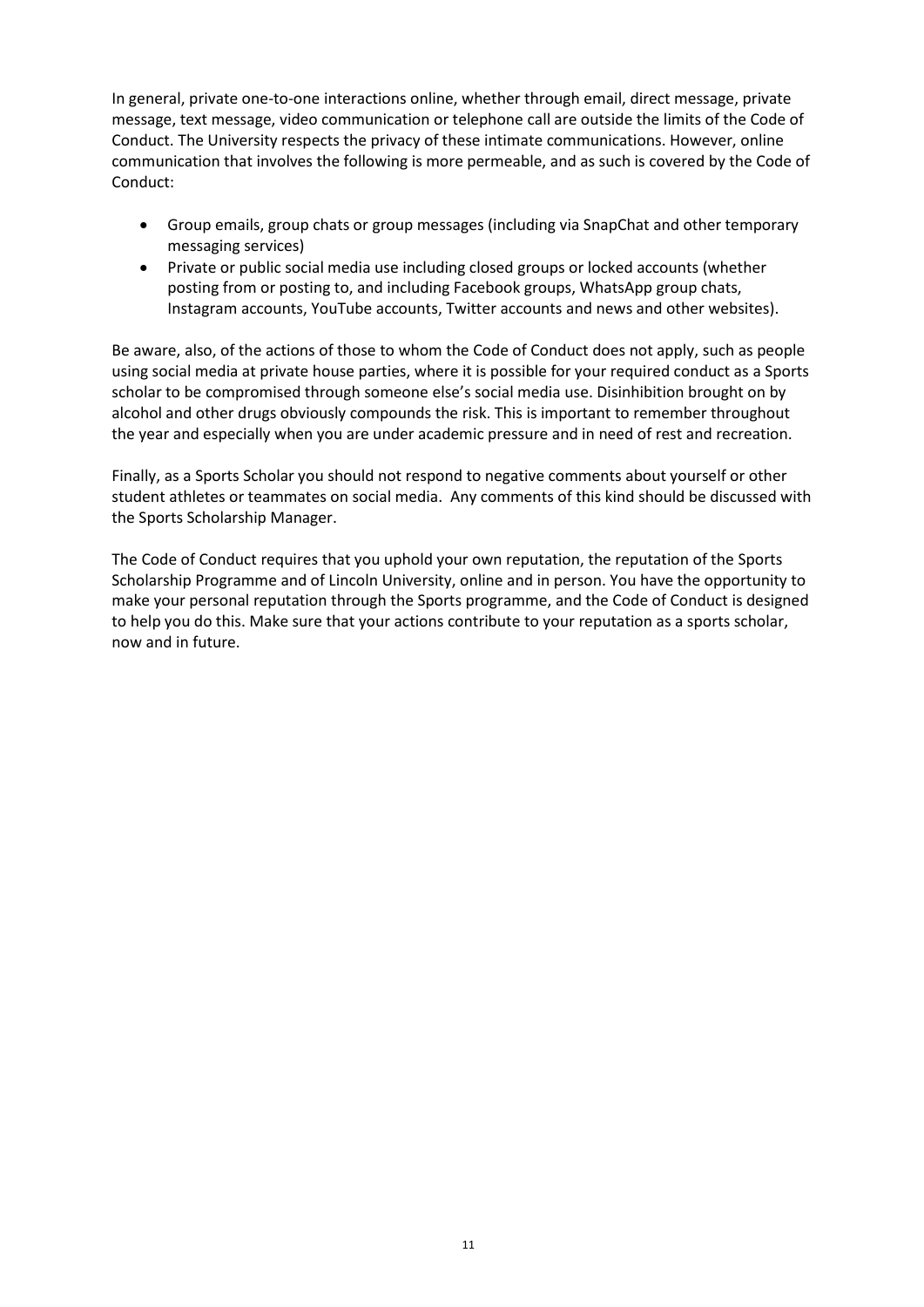In general, private one-to-one interactions online, whether through email, direct message, private message, text message, video communication or telephone call are outside the limits of the Code of Conduct. The University respects the privacy of these intimate communications. However, online communication that involves the following is more permeable, and as such is covered by the Code of Conduct:

- Group emails, group chats or group messages (including via SnapChat and other temporary messaging services)
- Private or public social media use including closed groups or locked accounts (whether posting from or posting to, and including Facebook groups, WhatsApp group chats, Instagram accounts, YouTube accounts, Twitter accounts and news and other websites).

Be aware, also, of the actions of those to whom the Code of Conduct does not apply, such as people using social media at private house parties, where it is possible for your required conduct as a Sports scholar to be compromised through someone else's social media use. Disinhibition brought on by alcohol and other drugs obviously compounds the risk. This is important to remember throughout the year and especially when you are under academic pressure and in need of rest and recreation.

Finally, as a Sports Scholar you should not respond to negative comments about yourself or other student athletes or teammates on social media. Any comments of this kind should be discussed with the Sports Scholarship Manager.

The Code of Conduct requires that you uphold your own reputation, the reputation of the Sports Scholarship Programme and of Lincoln University, online and in person. You have the opportunity to make your personal reputation through the Sports programme, and the Code of Conduct is designed to help you do this. Make sure that your actions contribute to your reputation as a sports scholar, now and in future.